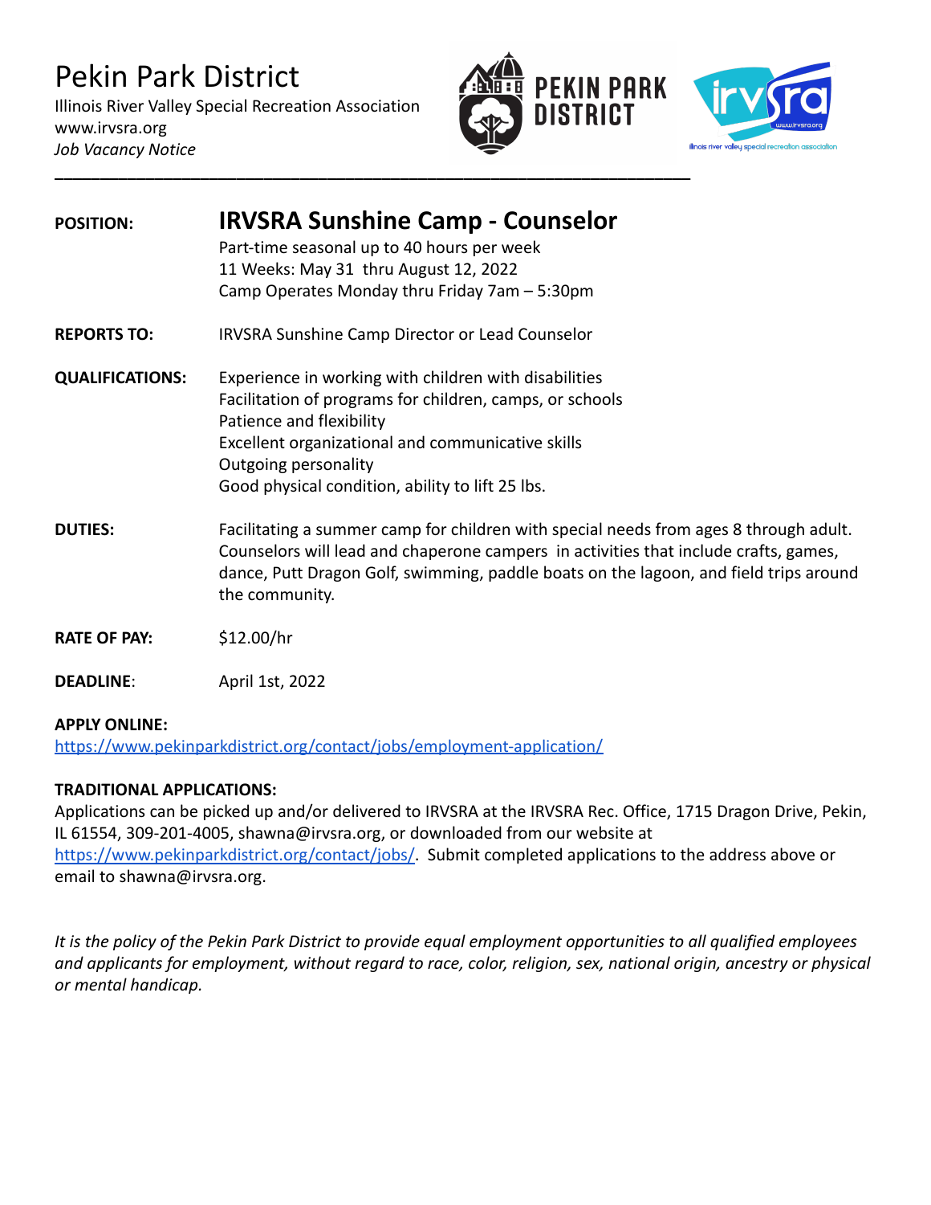# Pekin Park District

Illinois River Valley Special Recreation Association
www.irvsra.org
*Job Vacancy Notice*

---

**POSITION:** **IRVSRA Sunshine Camp - Counselor**
Part-time seasonal up to 40 hours per week
11 Weeks: May 31 thru August 12, 2022
Camp Operates Monday thru Friday 7am – 5:30pm

**REPORTS TO:** IRVSRA Sunshine Camp Director or Lead Counselor

**QUALIFICATIONS:**
Experience in working with children with disabilities
Facilitation of programs for children, camps, or schools
Patience and flexibility
Excellent organizational and communicative skills
Outgoing personality
Good physical condition, ability to lift 25 lbs.

**DUTIES:** Facilitating a summer camp for children with special needs from ages 8 through adult. Counselors will lead and chaperone campers in activities that include crafts, games, dance, Putt Dragon Golf, swimming, paddle boats on the lagoon, and field trips around the community.

**RATE OF PAY:** $12.00/hr

**DEADLINE**: April 1st, 2022

**APPLY ONLINE:**
https://www.pekinparkdistrict.org/contact/jobs/employment-application/

**TRADITIONAL APPLICATIONS:**
Applications can be picked up and/or delivered to IRVSRA at the IRVSRA Rec. Office, 1715 Dragon Drive, Pekin, IL 61554, 309-201-4005, shawna@irvsra.org, or downloaded from our website at https://www.pekinparkdistrict.org/contact/jobs/. Submit completed applications to the address above or email to shawna@irvsra.org.

*It is the policy of the Pekin Park District to provide equal employment opportunities to all qualified employees and applicants for employment, without regard to race, color, religion, sex, national origin, ancestry or physical or mental handicap.*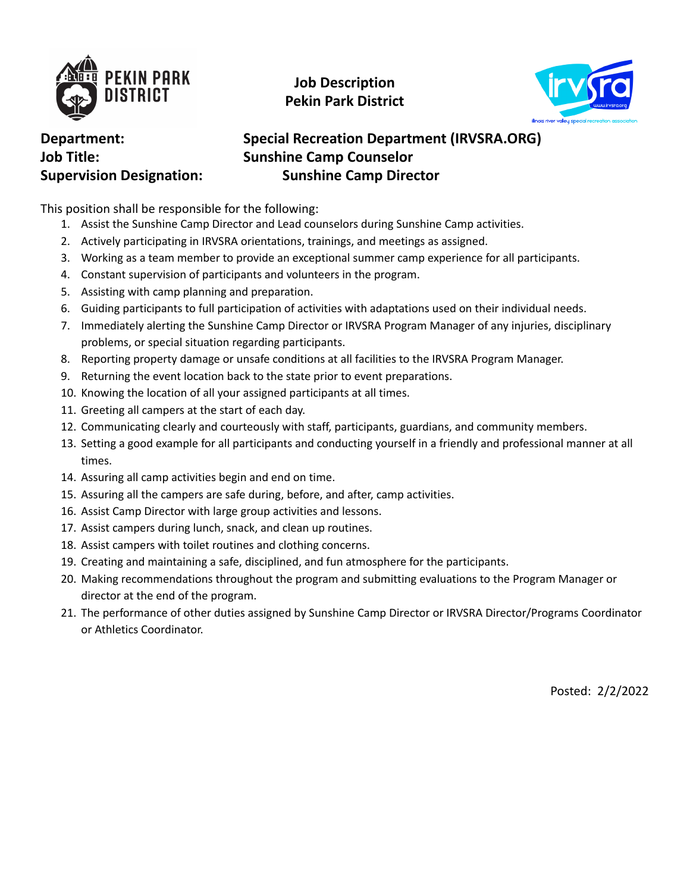**Job Description**
**Pekin Park District**

**Department:** **Special Recreation Department (IRVSRA.ORG)**
**Job Title:** **Sunshine Camp Counselor**
**Supervision Designation:** **Sunshine Camp Director**

This position shall be responsible for the following:

1. Assist the Sunshine Camp Director and Lead counselors during Sunshine Camp activities.
2. Actively participating in IRVSRA orientations, trainings, and meetings as assigned.
3. Working as a team member to provide an exceptional summer camp experience for all participants.
4. Constant supervision of participants and volunteers in the program.
5. Assisting with camp planning and preparation.
6. Guiding participants to full participation of activities with adaptations used on their individual needs.
7. Immediately alerting the Sunshine Camp Director or IRVSRA Program Manager of any injuries, disciplinary problems, or special situation regarding participants.
8. Reporting property damage or unsafe conditions at all facilities to the IRVSRA Program Manager.
9. Returning the event location back to the state prior to event preparations.
10. Knowing the location of all your assigned participants at all times.
11. Greeting all campers at the start of each day.
12. Communicating clearly and courteously with staff, participants, guardians, and community members.
13. Setting a good example for all participants and conducting yourself in a friendly and professional manner at all times.
14. Assuring all camp activities begin and end on time.
15. Assuring all the campers are safe during, before, and after, camp activities.
16. Assist Camp Director with large group activities and lessons.
17. Assist campers during lunch, snack, and clean up routines.
18. Assist campers with toilet routines and clothing concerns.
19. Creating and maintaining a safe, disciplined, and fun atmosphere for the participants.
20. Making recommendations throughout the program and submitting evaluations to the Program Manager or director at the end of the program.
21. The performance of other duties assigned by Sunshine Camp Director or IRVSRA Director/Programs Coordinator or Athletics Coordinator.

Posted: 2/2/2022